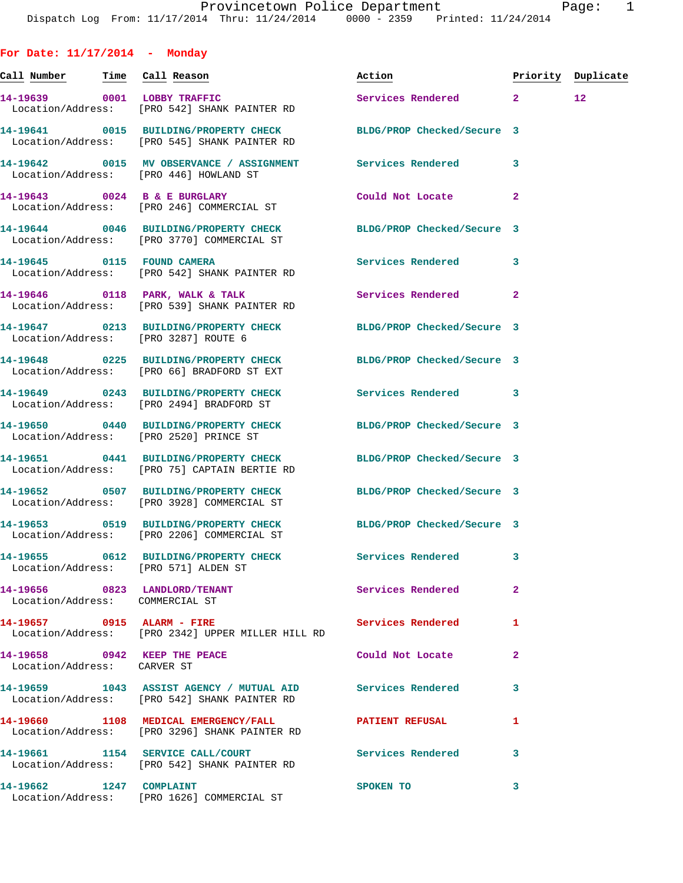Provincetown Police Department
Dispatch Log From: 11/17/2014 Thru: 11/24/2014 0000 - 2359 Printed: 11/24/2014

## For Date: 11/17/2014 - Monday

| Call Number | Time | Call Reason | Action | Priority | Duplicate |
|---|---|---|---|---|---|
| 14-19639 | 0001 | LOBBY TRAFFIC | Services Rendered | 2 | 12 |
| Location/Address: | | [PRO 542] SHANK PAINTER RD | | | |
| 14-19641 | 0015 | BUILDING/PROPERTY CHECK | BLDG/PROP Checked/Secure | 3 | |
| Location/Address: | | [PRO 545] SHANK PAINTER RD | | | |
| 14-19642 | 0015 | MV OBSERVANCE / ASSIGNMENT | Services Rendered | 3 | |
| Location/Address: | | [PRO 446] HOWLAND ST | | | |
| 14-19643 | 0024 | B & E BURGLARY | Could Not Locate | 2 | |
| Location/Address: | | [PRO 246] COMMERCIAL ST | | | |
| 14-19644 | 0046 | BUILDING/PROPERTY CHECK | BLDG/PROP Checked/Secure | 3 | |
| Location/Address: | | [PRO 3770] COMMERCIAL ST | | | |
| 14-19645 | 0115 | FOUND CAMERA | Services Rendered | 3 | |
| Location/Address: | | [PRO 542] SHANK PAINTER RD | | | |
| 14-19646 | 0118 | PARK, WALK & TALK | Services Rendered | 2 | |
| Location/Address: | | [PRO 539] SHANK PAINTER RD | | | |
| 14-19647 | 0213 | BUILDING/PROPERTY CHECK | BLDG/PROP Checked/Secure | 3 | |
| Location/Address: | | [PRO 3287] ROUTE 6 | | | |
| 14-19648 | 0225 | BUILDING/PROPERTY CHECK | BLDG/PROP Checked/Secure | 3 | |
| Location/Address: | | [PRO 66] BRADFORD ST EXT | | | |
| 14-19649 | 0243 | BUILDING/PROPERTY CHECK | Services Rendered | 3 | |
| Location/Address: | | [PRO 2494] BRADFORD ST | | | |
| 14-19650 | 0440 | BUILDING/PROPERTY CHECK | BLDG/PROP Checked/Secure | 3 | |
| Location/Address: | | [PRO 2520] PRINCE ST | | | |
| 14-19651 | 0441 | BUILDING/PROPERTY CHECK | BLDG/PROP Checked/Secure | 3 | |
| Location/Address: | | [PRO 75] CAPTAIN BERTIE RD | | | |
| 14-19652 | 0507 | BUILDING/PROPERTY CHECK | BLDG/PROP Checked/Secure | 3 | |
| Location/Address: | | [PRO 3928] COMMERCIAL ST | | | |
| 14-19653 | 0519 | BUILDING/PROPERTY CHECK | BLDG/PROP Checked/Secure | 3 | |
| Location/Address: | | [PRO 2206] COMMERCIAL ST | | | |
| 14-19655 | 0612 | BUILDING/PROPERTY CHECK | Services Rendered | 3 | |
| Location/Address: | | [PRO 571] ALDEN ST | | | |
| 14-19656 | 0823 | LANDLORD/TENANT | Services Rendered | 2 | |
| Location/Address: | | COMMERCIAL ST | | | |
| 14-19657 | 0915 | ALARM - FIRE | Services Rendered | 1 | |
| Location/Address: | | [PRO 2342] UPPER MILLER HILL RD | | | |
| 14-19658 | 0942 | KEEP THE PEACE | Could Not Locate | 2 | |
| Location/Address: | | CARVER ST | | | |
| 14-19659 | 1043 | ASSIST AGENCY / MUTUAL AID | Services Rendered | 3 | |
| Location/Address: | | [PRO 542] SHANK PAINTER RD | | | |
| 14-19660 | 1108 | MEDICAL EMERGENCY/FALL | PATIENT REFUSAL | 1 | |
| Location/Address: | | [PRO 3296] SHANK PAINTER RD | | | |
| 14-19661 | 1154 | SERVICE CALL/COURT | Services Rendered | 3 | |
| Location/Address: | | [PRO 542] SHANK PAINTER RD | | | |
| 14-19662 | 1247 | COMPLAINT | SPOKEN TO | 3 | |
| Location/Address: | | [PRO 1626] COMMERCIAL ST | | | |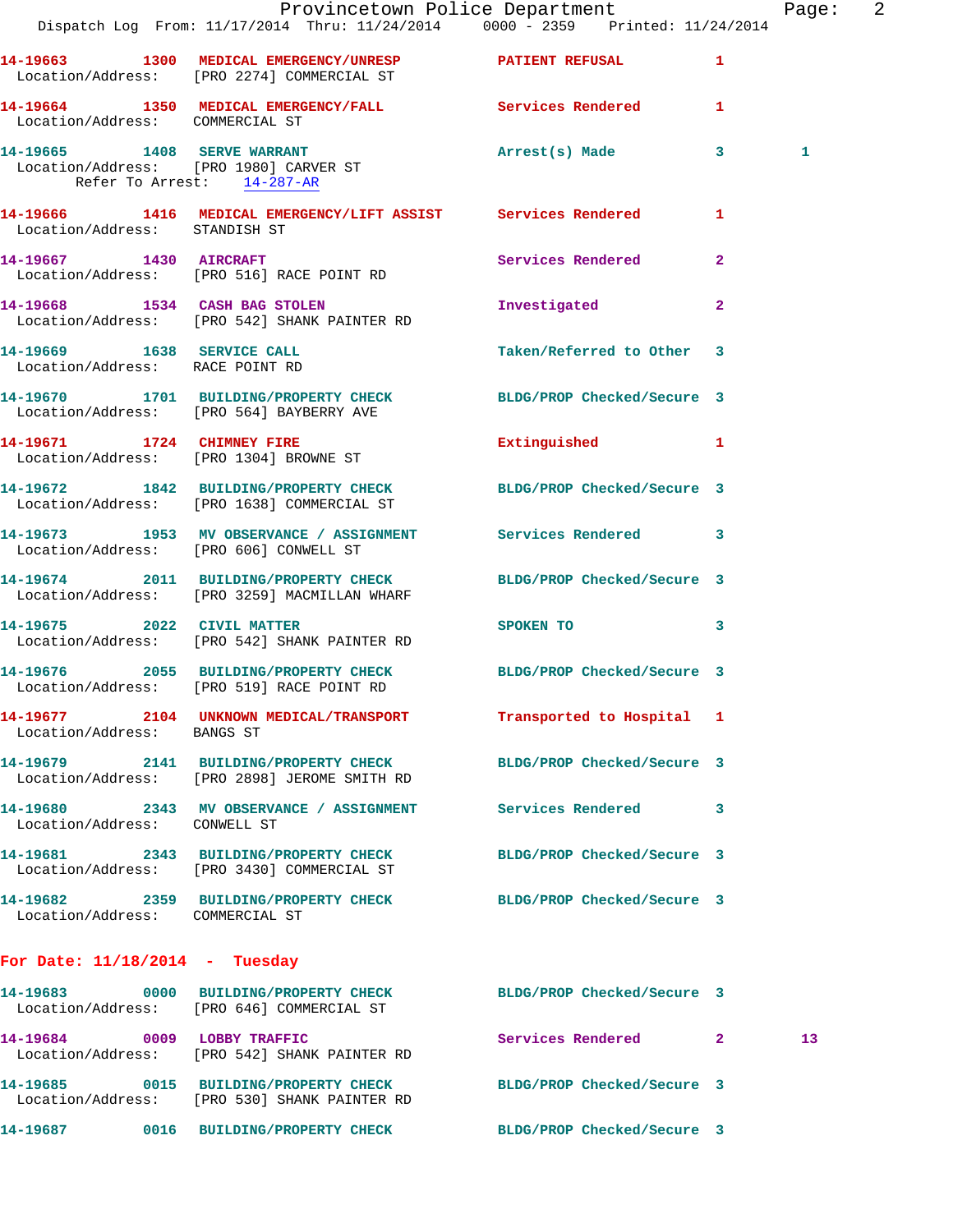14-19663 1300 MEDICAL EMERGENCY/UNRESP PATIENT REFUSAL 1
Location/Address: [PRO 2274] COMMERCIAL ST

14-19664 1350 MEDICAL EMERGENCY/FALL Services Rendered 1
Location/Address: COMMERCIAL ST

14-19665 1408 SERVE WARRANT Arrest(s) Made 3 1
Location/Address: [PRO 1980] CARVER ST
Refer To Arrest: 14-287-AR

14-19666 1416 MEDICAL EMERGENCY/LIFT ASSIST Services Rendered 1
Location/Address: STANDISH ST

14-19667 1430 AIRCRAFT Services Rendered 2
Location/Address: [PRO 516] RACE POINT RD

14-19668 1534 CASH BAG STOLEN Investigated 2
Location/Address: [PRO 542] SHANK PAINTER RD

14-19669 1638 SERVICE CALL Taken/Referred to Other 3
Location/Address: RACE POINT RD

14-19670 1701 BUILDING/PROPERTY CHECK BLDG/PROP Checked/Secure 3
Location/Address: [PRO 564] BAYBERRY AVE

14-19671 1724 CHIMNEY FIRE Extinguished 1
Location/Address: [PRO 1304] BROWNE ST

14-19672 1842 BUILDING/PROPERTY CHECK BLDG/PROP Checked/Secure 3
Location/Address: [PRO 1638] COMMERCIAL ST

14-19673 1953 MV OBSERVANCE / ASSIGNMENT Services Rendered 3
Location/Address: [PRO 606] CONWELL ST

14-19674 2011 BUILDING/PROPERTY CHECK BLDG/PROP Checked/Secure 3
Location/Address: [PRO 3259] MACMILLAN WHARF

14-19675 2022 CIVIL MATTER SPOKEN TO 3
Location/Address: [PRO 542] SHANK PAINTER RD

14-19676 2055 BUILDING/PROPERTY CHECK BLDG/PROP Checked/Secure 3
Location/Address: [PRO 519] RACE POINT RD

14-19677 2104 UNKNOWN MEDICAL/TRANSPORT Transported to Hospital 1
Location/Address: BANGS ST

14-19679 2141 BUILDING/PROPERTY CHECK BLDG/PROP Checked/Secure 3
Location/Address: [PRO 2898] JEROME SMITH RD

14-19680 2343 MV OBSERVANCE / ASSIGNMENT Services Rendered 3
Location/Address: CONWELL ST

14-19681 2343 BUILDING/PROPERTY CHECK BLDG/PROP Checked/Secure 3
Location/Address: [PRO 3430] COMMERCIAL ST

14-19682 2359 BUILDING/PROPERTY CHECK BLDG/PROP Checked/Secure 3
Location/Address: COMMERCIAL ST

## For Date: 11/18/2014 - Tuesday

14-19683 0000 BUILDING/PROPERTY CHECK BLDG/PROP Checked/Secure 3
Location/Address: [PRO 646] COMMERCIAL ST

14-19684 0009 LOBBY TRAFFIC Services Rendered 2 13
Location/Address: [PRO 542] SHANK PAINTER RD

14-19685 0015 BUILDING/PROPERTY CHECK BLDG/PROP Checked/Secure 3
Location/Address: [PRO 530] SHANK PAINTER RD

14-19687 0016 BUILDING/PROPERTY CHECK BLDG/PROP Checked/Secure 3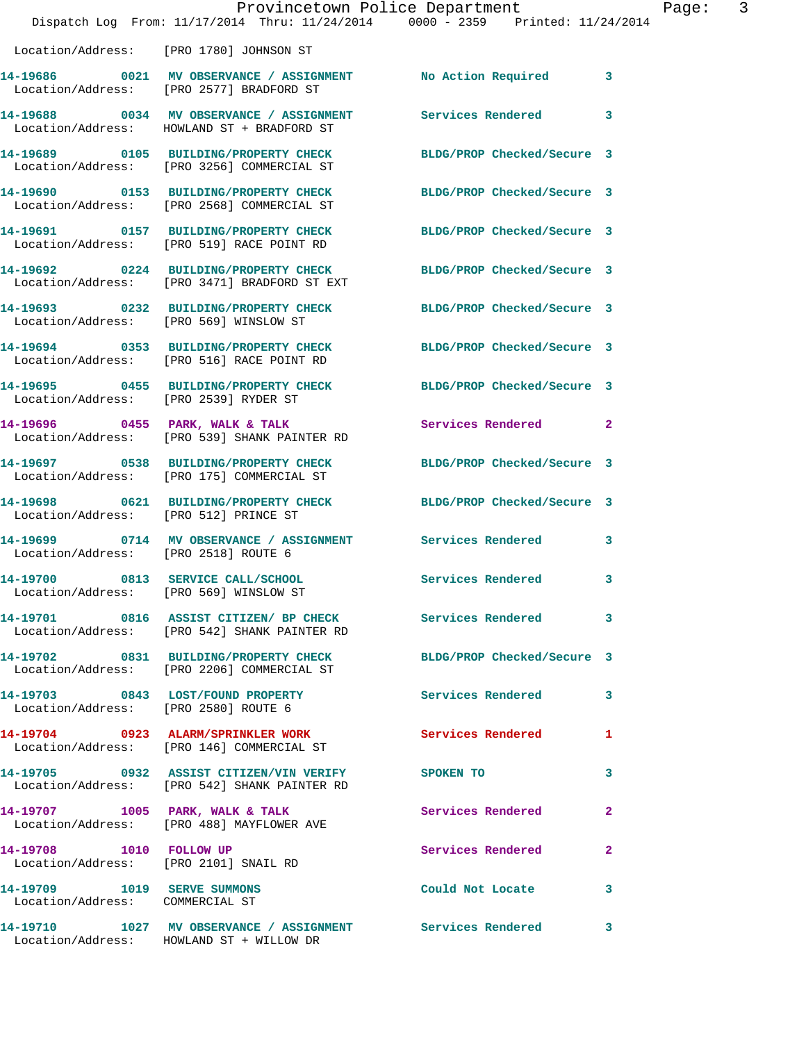Location/Address: [PRO 1780] JOHNSON ST

| Call # | Time | Call Reason | Action | Priority |
|---|---|---|---|---|
| 14-19686 | 0021 | MV OBSERVANCE / ASSIGNMENT | No Action Required | 3 |
| | | Location/Address: [PRO 2577] BRADFORD ST | | |
| 14-19688 | 0034 | MV OBSERVANCE / ASSIGNMENT | Services Rendered | 3 |
| | | Location/Address: HOWLAND ST + BRADFORD ST | | |
| 14-19689 | 0105 | BUILDING/PROPERTY CHECK | BLDG/PROP Checked/Secure | 3 |
| | | Location/Address: [PRO 3256] COMMERCIAL ST | | |
| 14-19690 | 0153 | BUILDING/PROPERTY CHECK | BLDG/PROP Checked/Secure | 3 |
| | | Location/Address: [PRO 2568] COMMERCIAL ST | | |
| 14-19691 | 0157 | BUILDING/PROPERTY CHECK | BLDG/PROP Checked/Secure | 3 |
| | | Location/Address: [PRO 519] RACE POINT RD | | |
| 14-19692 | 0224 | BUILDING/PROPERTY CHECK | BLDG/PROP Checked/Secure | 3 |
| | | Location/Address: [PRO 3471] BRADFORD ST EXT | | |
| 14-19693 | 0232 | BUILDING/PROPERTY CHECK | BLDG/PROP Checked/Secure | 3 |
| | | Location/Address: [PRO 569] WINSLOW ST | | |
| 14-19694 | 0353 | BUILDING/PROPERTY CHECK | BLDG/PROP Checked/Secure | 3 |
| | | Location/Address: [PRO 516] RACE POINT RD | | |
| 14-19695 | 0455 | BUILDING/PROPERTY CHECK | BLDG/PROP Checked/Secure | 3 |
| | | Location/Address: [PRO 2539] RYDER ST | | |
| 14-19696 | 0455 | PARK, WALK & TALK | Services Rendered | 2 |
| | | Location/Address: [PRO 539] SHANK PAINTER RD | | |
| 14-19697 | 0538 | BUILDING/PROPERTY CHECK | BLDG/PROP Checked/Secure | 3 |
| | | Location/Address: [PRO 175] COMMERCIAL ST | | |
| 14-19698 | 0621 | BUILDING/PROPERTY CHECK | BLDG/PROP Checked/Secure | 3 |
| | | Location/Address: [PRO 512] PRINCE ST | | |
| 14-19699 | 0714 | MV OBSERVANCE / ASSIGNMENT | Services Rendered | 3 |
| | | Location/Address: [PRO 2518] ROUTE 6 | | |
| 14-19700 | 0813 | SERVICE CALL/SCHOOL | Services Rendered | 3 |
| | | Location/Address: [PRO 569] WINSLOW ST | | |
| 14-19701 | 0816 | ASSIST CITIZEN/ BP CHECK | Services Rendered | 3 |
| | | Location/Address: [PRO 542] SHANK PAINTER RD | | |
| 14-19702 | 0831 | BUILDING/PROPERTY CHECK | BLDG/PROP Checked/Secure | 3 |
| | | Location/Address: [PRO 2206] COMMERCIAL ST | | |
| 14-19703 | 0843 | LOST/FOUND PROPERTY | Services Rendered | 3 |
| | | Location/Address: [PRO 2580] ROUTE 6 | | |
| 14-19704 | 0923 | ALARM/SPRINKLER WORK | Services Rendered | 1 |
| | | Location/Address: [PRO 146] COMMERCIAL ST | | |
| 14-19705 | 0932 | ASSIST CITIZEN/VIN VERIFY | SPOKEN TO | 3 |
| | | Location/Address: [PRO 542] SHANK PAINTER RD | | |
| 14-19707 | 1005 | PARK, WALK & TALK | Services Rendered | 2 |
| | | Location/Address: [PRO 488] MAYFLOWER AVE | | |
| 14-19708 | 1010 | FOLLOW UP | Services Rendered | 2 |
| | | Location/Address: [PRO 2101] SNAIL RD | | |
| 14-19709 | 1019 | SERVE SUMMONS | Could Not Locate | 3 |
| | | Location/Address: COMMERCIAL ST | | |
| 14-19710 | 1027 | MV OBSERVANCE / ASSIGNMENT | Services Rendered | 3 |
| | | Location/Address: HOWLAND ST + WILLOW DR | | |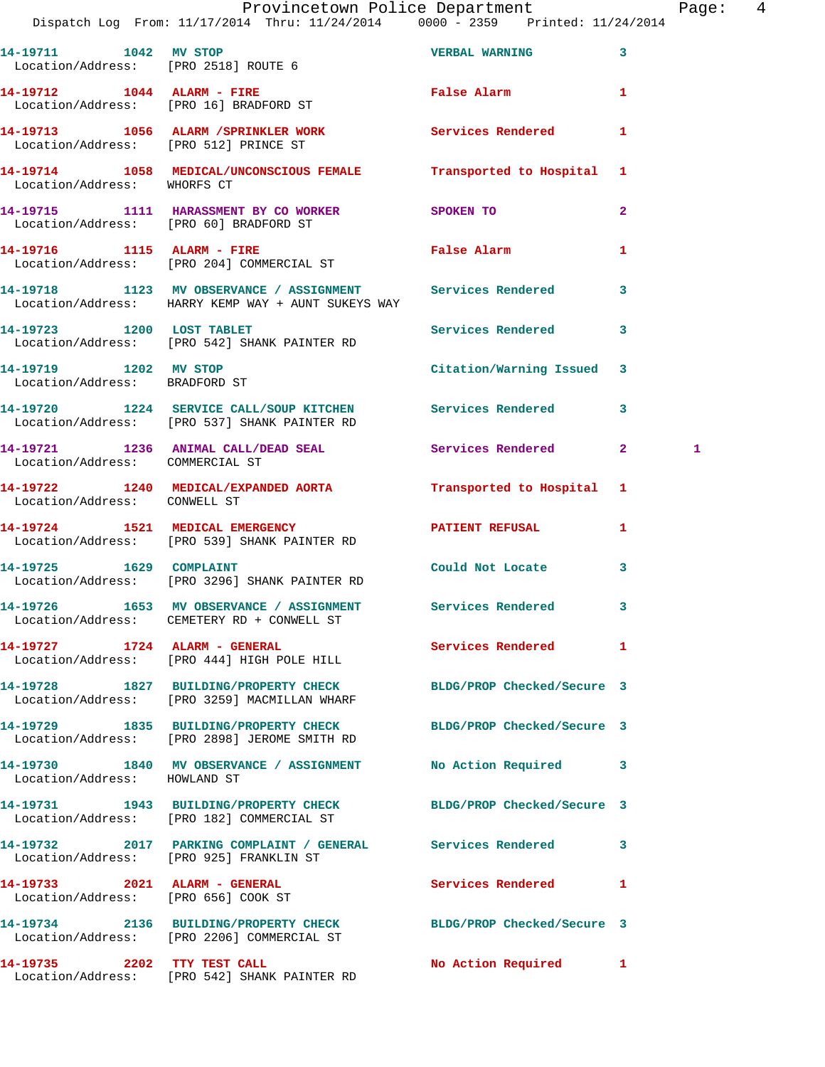14-19711 1042 MV STOP VERBAL WARNING 3
Location/Address: [PRO 2518] ROUTE 6

14-19712 1044 ALARM - FIRE False Alarm 1
Location/Address: [PRO 16] BRADFORD ST

14-19713 1056 ALARM /SPRINKLER WORK Services Rendered 1
Location/Address: [PRO 512] PRINCE ST

14-19714 1058 MEDICAL/UNCONSCIOUS FEMALE Transported to Hospital 1
Location/Address: WHORFS CT

14-19715 1111 HARASSMENT BY CO WORKER SPOKEN TO 2
Location/Address: [PRO 60] BRADFORD ST

14-19716 1115 ALARM - FIRE False Alarm 1
Location/Address: [PRO 204] COMMERCIAL ST

14-19718 1123 MV OBSERVANCE / ASSIGNMENT Services Rendered 3
Location/Address: HARRY KEMP WAY + AUNT SUKEYS WAY

14-19723 1200 LOST TABLET Services Rendered 3
Location/Address: [PRO 542] SHANK PAINTER RD

14-19719 1202 MV STOP Citation/Warning Issued 3
Location/Address: BRADFORD ST

14-19720 1224 SERVICE CALL/SOUP KITCHEN Services Rendered 3
Location/Address: [PRO 537] SHANK PAINTER RD

14-19721 1236 ANIMAL CALL/DEAD SEAL Services Rendered 2 1
Location/Address: COMMERCIAL ST

14-19722 1240 MEDICAL/EXPANDED AORTA Transported to Hospital 1
Location/Address: CONWELL ST

14-19724 1521 MEDICAL EMERGENCY PATIENT REFUSAL 1
Location/Address: [PRO 539] SHANK PAINTER RD

14-19725 1629 COMPLAINT Could Not Locate 3
Location/Address: [PRO 3296] SHANK PAINTER RD

14-19726 1653 MV OBSERVANCE / ASSIGNMENT Services Rendered 3
Location/Address: CEMETERY RD + CONWELL ST

14-19727 1724 ALARM - GENERAL Services Rendered 1
Location/Address: [PRO 444] HIGH POLE HILL

14-19728 1827 BUILDING/PROPERTY CHECK BLDG/PROP Checked/Secure 3
Location/Address: [PRO 3259] MACMILLAN WHARF

14-19729 1835 BUILDING/PROPERTY CHECK BLDG/PROP Checked/Secure 3
Location/Address: [PRO 2898] JEROME SMITH RD

14-19730 1840 MV OBSERVANCE / ASSIGNMENT No Action Required 3
Location/Address: HOWLAND ST

14-19731 1943 BUILDING/PROPERTY CHECK BLDG/PROP Checked/Secure 3
Location/Address: [PRO 182] COMMERCIAL ST

14-19732 2017 PARKING COMPLAINT / GENERAL Services Rendered 3
Location/Address: [PRO 925] FRANKLIN ST

14-19733 2021 ALARM - GENERAL Services Rendered 1
Location/Address: [PRO 656] COOK ST

14-19734 2136 BUILDING/PROPERTY CHECK BLDG/PROP Checked/Secure 3
Location/Address: [PRO 2206] COMMERCIAL ST

14-19735 2202 TTY TEST CALL No Action Required 1
Location/Address: [PRO 542] SHANK PAINTER RD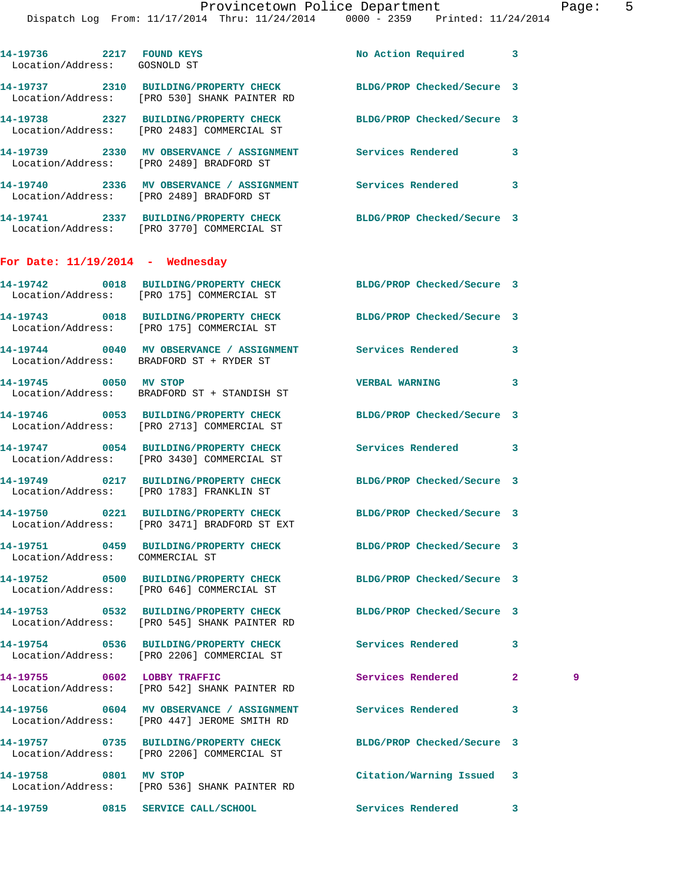14-19736 2217 FOUND KEYS No Action Required 3
Location/Address: GOSNOLD ST

14-19737 2310 BUILDING/PROPERTY CHECK BLDG/PROP Checked/Secure 3
Location/Address: [PRO 530] SHANK PAINTER RD

14-19738 2327 BUILDING/PROPERTY CHECK BLDG/PROP Checked/Secure 3
Location/Address: [PRO 2483] COMMERCIAL ST

14-19739 2330 MV OBSERVANCE / ASSIGNMENT Services Rendered 3
Location/Address: [PRO 2489] BRADFORD ST

14-19740 2336 MV OBSERVANCE / ASSIGNMENT Services Rendered 3
Location/Address: [PRO 2489] BRADFORD ST

14-19741 2337 BUILDING/PROPERTY CHECK BLDG/PROP Checked/Secure 3
Location/Address: [PRO 3770] COMMERCIAL ST

**For Date: 11/19/2014 - Wednesday**

14-19742 0018 BUILDING/PROPERTY CHECK BLDG/PROP Checked/Secure 3
Location/Address: [PRO 175] COMMERCIAL ST

14-19743 0018 BUILDING/PROPERTY CHECK BLDG/PROP Checked/Secure 3
Location/Address: [PRO 175] COMMERCIAL ST

14-19744 0040 MV OBSERVANCE / ASSIGNMENT Services Rendered 3
Location/Address: BRADFORD ST + RYDER ST

14-19745 0050 MV STOP VERBAL WARNING 3
Location/Address: BRADFORD ST + STANDISH ST

14-19746 0053 BUILDING/PROPERTY CHECK BLDG/PROP Checked/Secure 3
Location/Address: [PRO 2713] COMMERCIAL ST

14-19747 0054 BUILDING/PROPERTY CHECK Services Rendered 3
Location/Address: [PRO 3430] COMMERCIAL ST

14-19749 0217 BUILDING/PROPERTY CHECK BLDG/PROP Checked/Secure 3
Location/Address: [PRO 1783] FRANKLIN ST

14-19750 0221 BUILDING/PROPERTY CHECK BLDG/PROP Checked/Secure 3
Location/Address: [PRO 3471] BRADFORD ST EXT

14-19751 0459 BUILDING/PROPERTY CHECK BLDG/PROP Checked/Secure 3
Location/Address: COMMERCIAL ST

14-19752 0500 BUILDING/PROPERTY CHECK BLDG/PROP Checked/Secure 3
Location/Address: [PRO 646] COMMERCIAL ST

14-19753 0532 BUILDING/PROPERTY CHECK BLDG/PROP Checked/Secure 3
Location/Address: [PRO 545] SHANK PAINTER RD

14-19754 0536 BUILDING/PROPERTY CHECK Services Rendered 3
Location/Address: [PRO 2206] COMMERCIAL ST

14-19755 0602 LOBBY TRAFFIC Services Rendered 2 9
Location/Address: [PRO 542] SHANK PAINTER RD

14-19756 0604 MV OBSERVANCE / ASSIGNMENT Services Rendered 3
Location/Address: [PRO 447] JEROME SMITH RD

14-19757 0735 BUILDING/PROPERTY CHECK BLDG/PROP Checked/Secure 3
Location/Address: [PRO 2206] COMMERCIAL ST

14-19758 0801 MV STOP Citation/Warning Issued 3
Location/Address: [PRO 536] SHANK PAINTER RD

14-19759 0815 SERVICE CALL/SCHOOL Services Rendered 3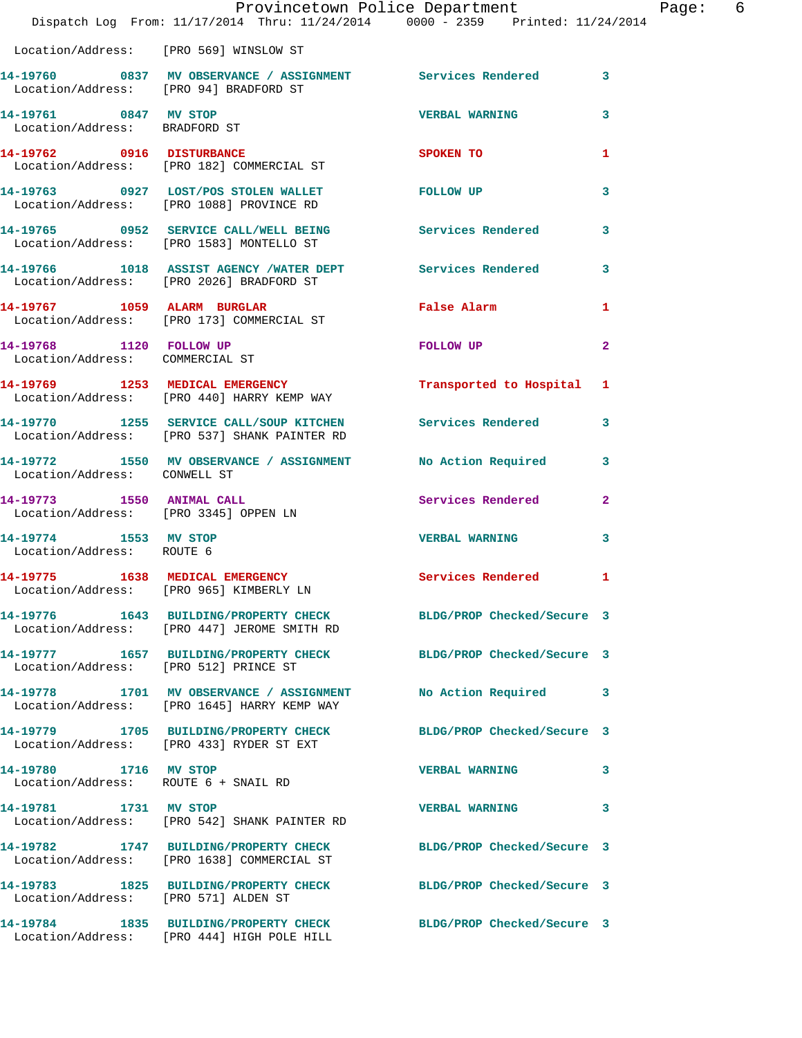Location/Address: [PRO 569] WINSLOW ST

| Call Number | Time | Call Reason | Action | Priority |
|---|---|---|---|---|
| 14-19760 | 0837 | MV OBSERVANCE / ASSIGNMENT | Services Rendered | 3 |
| Location/Address: | | [PRO 94] BRADFORD ST | | |
| 14-19761 | 0847 | MV STOP | VERBAL WARNING | 3 |
| Location/Address: | | BRADFORD ST | | |
| 14-19762 | 0916 | DISTURBANCE | SPOKEN TO | 1 |
| Location/Address: | | [PRO 182] COMMERCIAL ST | | |
| 14-19763 | 0927 | LOST/POS STOLEN WALLET | FOLLOW UP | 3 |
| Location/Address: | | [PRO 1088] PROVINCE RD | | |
| 14-19765 | 0952 | SERVICE CALL/WELL BEING | Services Rendered | 3 |
| Location/Address: | | [PRO 1583] MONTELLO ST | | |
| 14-19766 | 1018 | ASSIST AGENCY /WATER DEPT | Services Rendered | 3 |
| Location/Address: | | [PRO 2026] BRADFORD ST | | |
| 14-19767 | 1059 | ALARM BURGLAR | False Alarm | 1 |
| Location/Address: | | [PRO 173] COMMERCIAL ST | | |
| 14-19768 | 1120 | FOLLOW UP | FOLLOW UP | 2 |
| Location/Address: | | COMMERCIAL ST | | |
| 14-19769 | 1253 | MEDICAL EMERGENCY | Transported to Hospital | 1 |
| Location/Address: | | [PRO 440] HARRY KEMP WAY | | |
| 14-19770 | 1255 | SERVICE CALL/SOUP KITCHEN | Services Rendered | 3 |
| Location/Address: | | [PRO 537] SHANK PAINTER RD | | |
| 14-19772 | 1550 | MV OBSERVANCE / ASSIGNMENT | No Action Required | 3 |
| Location/Address: | | CONWELL ST | | |
| 14-19773 | 1550 | ANIMAL CALL | Services Rendered | 2 |
| Location/Address: | | [PRO 3345] OPPEN LN | | |
| 14-19774 | 1553 | MV STOP | VERBAL WARNING | 3 |
| Location/Address: | | ROUTE 6 | | |
| 14-19775 | 1638 | MEDICAL EMERGENCY | Services Rendered | 1 |
| Location/Address: | | [PRO 965] KIMBERLY LN | | |
| 14-19776 | 1643 | BUILDING/PROPERTY CHECK | BLDG/PROP Checked/Secure | 3 |
| Location/Address: | | [PRO 447] JEROME SMITH RD | | |
| 14-19777 | 1657 | BUILDING/PROPERTY CHECK | BLDG/PROP Checked/Secure | 3 |
| Location/Address: | | [PRO 512] PRINCE ST | | |
| 14-19778 | 1701 | MV OBSERVANCE / ASSIGNMENT | No Action Required | 3 |
| Location/Address: | | [PRO 1645] HARRY KEMP WAY | | |
| 14-19779 | 1705 | BUILDING/PROPERTY CHECK | BLDG/PROP Checked/Secure | 3 |
| Location/Address: | | [PRO 433] RYDER ST EXT | | |
| 14-19780 | 1716 | MV STOP | VERBAL WARNING | 3 |
| Location/Address: | | ROUTE 6 + SNAIL RD | | |
| 14-19781 | 1731 | MV STOP | VERBAL WARNING | 3 |
| Location/Address: | | [PRO 542] SHANK PAINTER RD | | |
| 14-19782 | 1747 | BUILDING/PROPERTY CHECK | BLDG/PROP Checked/Secure | 3 |
| Location/Address: | | [PRO 1638] COMMERCIAL ST | | |
| 14-19783 | 1825 | BUILDING/PROPERTY CHECK | BLDG/PROP Checked/Secure | 3 |
| Location/Address: | | [PRO 571] ALDEN ST | | |
| 14-19784 | 1835 | BUILDING/PROPERTY CHECK | BLDG/PROP Checked/Secure | 3 |
| Location/Address: | | [PRO 444] HIGH POLE HILL | | |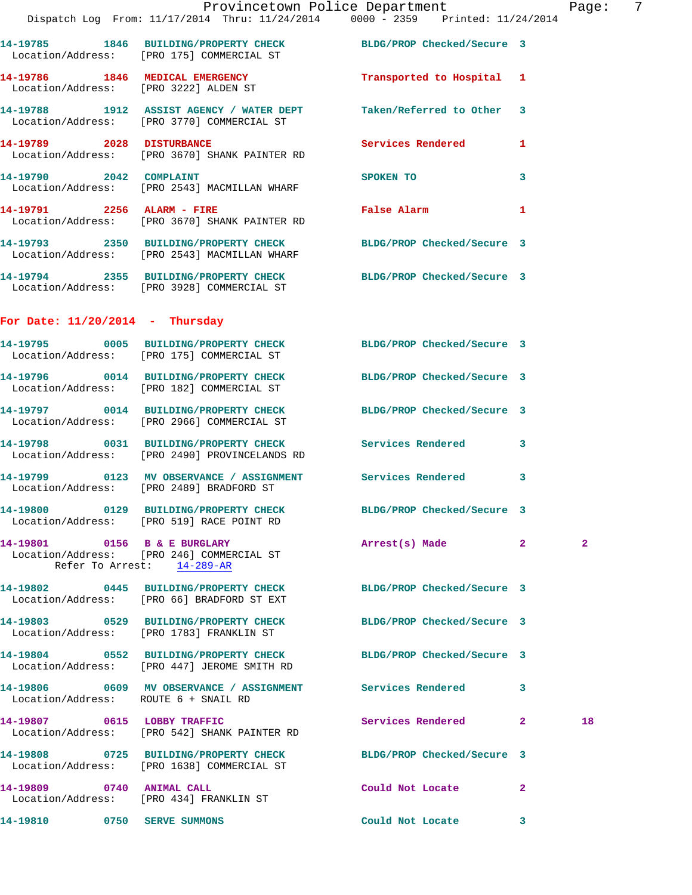14-19785 1846 BUILDING/PROPERTY CHECK BLDG/PROP Checked/Secure 3
Location/Address: [PRO 175] COMMERCIAL ST

14-19786 1846 MEDICAL EMERGENCY Transported to Hospital 1
Location/Address: [PRO 3222] ALDEN ST

14-19788 1912 ASSIST AGENCY / WATER DEPT Taken/Referred to Other 3
Location/Address: [PRO 3770] COMMERCIAL ST

14-19789 2028 DISTURBANCE Services Rendered 1
Location/Address: [PRO 3670] SHANK PAINTER RD

14-19790 2042 COMPLAINT SPOKEN TO 3
Location/Address: [PRO 2543] MACMILLAN WHARF

14-19791 2256 ALARM - FIRE False Alarm 1
Location/Address: [PRO 3670] SHANK PAINTER RD

14-19793 2350 BUILDING/PROPERTY CHECK BLDG/PROP Checked/Secure 3
Location/Address: [PRO 2543] MACMILLAN WHARF

14-19794 2355 BUILDING/PROPERTY CHECK BLDG/PROP Checked/Secure 3
Location/Address: [PRO 3928] COMMERCIAL ST

## For Date: 11/20/2014 - Thursday

14-19795 0005 BUILDING/PROPERTY CHECK BLDG/PROP Checked/Secure 3
Location/Address: [PRO 175] COMMERCIAL ST

14-19796 0014 BUILDING/PROPERTY CHECK BLDG/PROP Checked/Secure 3
Location/Address: [PRO 182] COMMERCIAL ST

14-19797 0014 BUILDING/PROPERTY CHECK BLDG/PROP Checked/Secure 3
Location/Address: [PRO 2966] COMMERCIAL ST

14-19798 0031 BUILDING/PROPERTY CHECK Services Rendered 3
Location/Address: [PRO 2490] PROVINCELANDS RD

14-19799 0123 MV OBSERVANCE / ASSIGNMENT Services Rendered 3
Location/Address: [PRO 2489] BRADFORD ST

14-19800 0129 BUILDING/PROPERTY CHECK BLDG/PROP Checked/Secure 3
Location/Address: [PRO 519] RACE POINT RD

14-19801 0156 B & E BURGLARY Arrest(s) Made 2 2
Location/Address: [PRO 246] COMMERCIAL ST
Refer To Arrest: 14-289-AR

14-19802 0445 BUILDING/PROPERTY CHECK BLDG/PROP Checked/Secure 3
Location/Address: [PRO 66] BRADFORD ST EXT

14-19803 0529 BUILDING/PROPERTY CHECK BLDG/PROP Checked/Secure 3
Location/Address: [PRO 1783] FRANKLIN ST

14-19804 0552 BUILDING/PROPERTY CHECK BLDG/PROP Checked/Secure 3
Location/Address: [PRO 447] JEROME SMITH RD

14-19806 0609 MV OBSERVANCE / ASSIGNMENT Services Rendered 3
Location/Address: ROUTE 6 + SNAIL RD

14-19807 0615 LOBBY TRAFFIC Services Rendered 2 18
Location/Address: [PRO 542] SHANK PAINTER RD

14-19808 0725 BUILDING/PROPERTY CHECK BLDG/PROP Checked/Secure 3
Location/Address: [PRO 1638] COMMERCIAL ST

14-19809 0740 ANIMAL CALL Could Not Locate 2
Location/Address: [PRO 434] FRANKLIN ST

14-19810 0750 SERVE SUMMONS Could Not Locate 3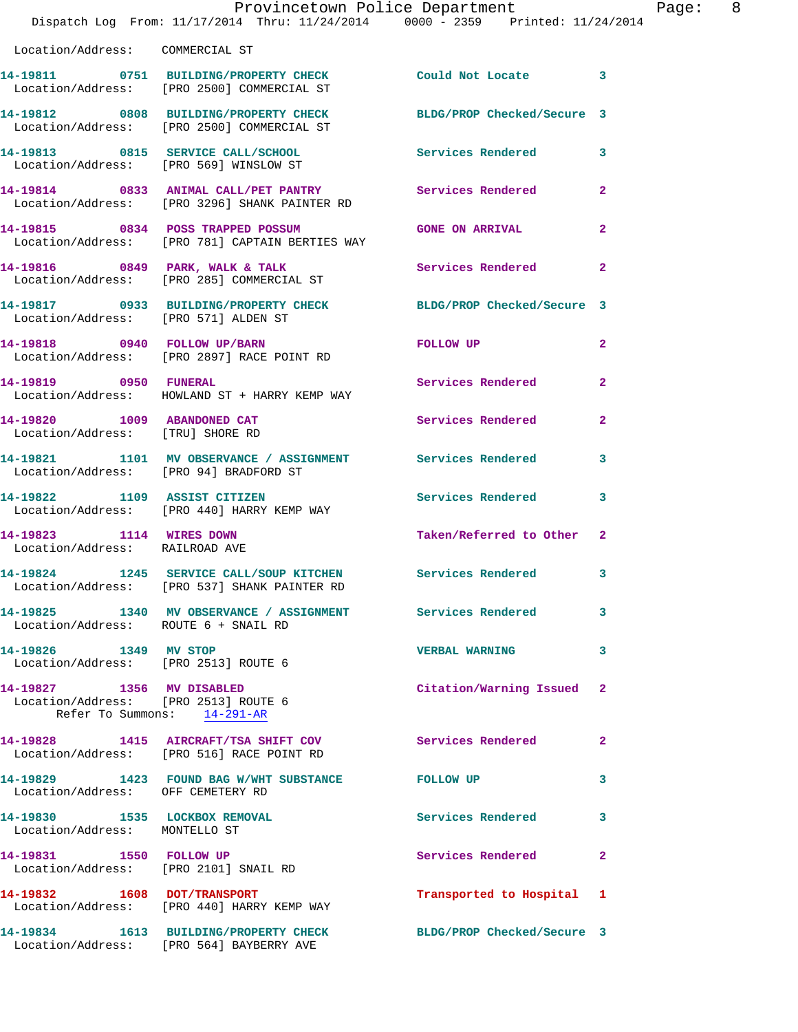Location/Address: COMMERCIAL ST

**14-19811** 0751 **BUILDING/PROPERTY CHECK** Could Not Locate 3
Location/Address: [PRO 2500] COMMERCIAL ST

**14-19812** 0808 **BUILDING/PROPERTY CHECK** BLDG/PROP Checked/Secure 3
Location/Address: [PRO 2500] COMMERCIAL ST

**14-19813** 0815 **SERVICE CALL/SCHOOL** Services Rendered 3
Location/Address: [PRO 569] WINSLOW ST

**14-19814** 0833 **ANIMAL CALL/PET PANTRY** Services Rendered 2
Location/Address: [PRO 3296] SHANK PAINTER RD

**14-19815** 0834 **POSS TRAPPED POSSUM** GONE ON ARRIVAL 2
Location/Address: [PRO 781] CAPTAIN BERTIES WAY

**14-19816** 0849 **PARK, WALK & TALK** Services Rendered 2
Location/Address: [PRO 285] COMMERCIAL ST

**14-19817** 0933 **BUILDING/PROPERTY CHECK** BLDG/PROP Checked/Secure 3
Location/Address: [PRO 571] ALDEN ST

**14-19818** 0940 **FOLLOW UP/BARN** FOLLOW UP 2
Location/Address: [PRO 2897] RACE POINT RD

**14-19819** 0950 **FUNERAL** Services Rendered 2
Location/Address: HOWLAND ST + HARRY KEMP WAY

**14-19820** 1009 **ABANDONED CAT** Services Rendered 2
Location/Address: [TRU] SHORE RD

**14-19821** 1101 **MV OBSERVANCE / ASSIGNMENT** Services Rendered 3
Location/Address: [PRO 94] BRADFORD ST

**14-19822** 1109 **ASSIST CITIZEN** Services Rendered 3
Location/Address: [PRO 440] HARRY KEMP WAY

**14-19823** 1114 **WIRES DOWN** Taken/Referred to Other 2
Location/Address: RAILROAD AVE

**14-19824** 1245 **SERVICE CALL/SOUP KITCHEN** Services Rendered 3
Location/Address: [PRO 537] SHANK PAINTER RD

**14-19825** 1340 **MV OBSERVANCE / ASSIGNMENT** Services Rendered 3
Location/Address: ROUTE 6 + SNAIL RD

**14-19826** 1349 **MV STOP** VERBAL WARNING 3
Location/Address: [PRO 2513] ROUTE 6

**14-19827** 1356 **MV DISABLED** Citation/Warning Issued 2
Location/Address: [PRO 2513] ROUTE 6
Refer To Summons: 14-291-AR

**14-19828** 1415 **AIRCRAFT/TSA SHIFT COV** Services Rendered 2
Location/Address: [PRO 516] RACE POINT RD

**14-19829** 1423 **FOUND BAG W/WHT SUBSTANCE** FOLLOW UP 3
Location/Address: OFF CEMETERY RD

**14-19830** 1535 **LOCKBOX REMOVAL** Services Rendered 3
Location/Address: MONTELLO ST

**14-19831** 1550 **FOLLOW UP** Services Rendered 2
Location/Address: [PRO 2101] SNAIL RD

**14-19832** 1608 **DOT/TRANSPORT** Transported to Hospital 1
Location/Address: [PRO 440] HARRY KEMP WAY

**14-19834** 1613 **BUILDING/PROPERTY CHECK** BLDG/PROP Checked/Secure 3
Location/Address: [PRO 564] BAYBERRY AVE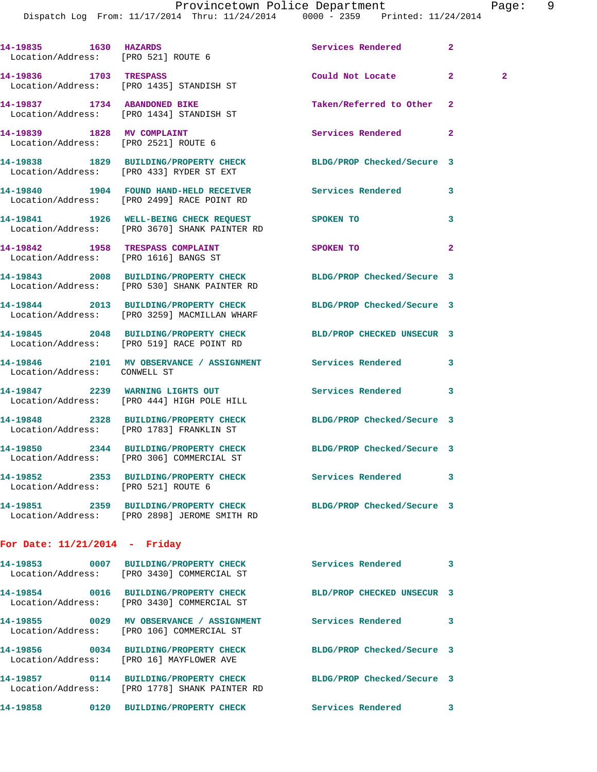14-19835 1630 HAZARDS Services Rendered 2
Location/Address: [PRO 521] ROUTE 6

14-19836 1703 TRESPASS Could Not Locate 2 2
Location/Address: [PRO 1435] STANDISH ST

14-19837 1734 ABANDONED BIKE Taken/Referred to Other 2
Location/Address: [PRO 1434] STANDISH ST

14-19839 1828 MV COMPLAINT Services Rendered 2
Location/Address: [PRO 2521] ROUTE 6

14-19838 1829 BUILDING/PROPERTY CHECK BLDG/PROP Checked/Secure 3
Location/Address: [PRO 433] RYDER ST EXT

14-19840 1904 FOUND HAND-HELD RECEIVER Services Rendered 3
Location/Address: [PRO 2499] RACE POINT RD

14-19841 1926 WELL-BEING CHECK REQUEST SPOKEN TO 3
Location/Address: [PRO 3670] SHANK PAINTER RD

14-19842 1958 TRESPASS COMPLAINT SPOKEN TO 2
Location/Address: [PRO 1616] BANGS ST

14-19843 2008 BUILDING/PROPERTY CHECK BLDG/PROP Checked/Secure 3
Location/Address: [PRO 530] SHANK PAINTER RD

14-19844 2013 BUILDING/PROPERTY CHECK BLDG/PROP Checked/Secure 3
Location/Address: [PRO 3259] MACMILLAN WHARF

14-19845 2048 BUILDING/PROPERTY CHECK BLD/PROP CHECKED UNSECUR 3
Location/Address: [PRO 519] RACE POINT RD

14-19846 2101 MV OBSERVANCE / ASSIGNMENT Services Rendered 3
Location/Address: CONWELL ST

14-19847 2239 WARNING LIGHTS OUT Services Rendered 3
Location/Address: [PRO 444] HIGH POLE HILL

14-19848 2328 BUILDING/PROPERTY CHECK BLDG/PROP Checked/Secure 3
Location/Address: [PRO 1783] FRANKLIN ST

14-19850 2344 BUILDING/PROPERTY CHECK BLDG/PROP Checked/Secure 3
Location/Address: [PRO 306] COMMERCIAL ST

14-19852 2353 BUILDING/PROPERTY CHECK Services Rendered 3
Location/Address: [PRO 521] ROUTE 6

14-19851 2359 BUILDING/PROPERTY CHECK BLDG/PROP Checked/Secure 3
Location/Address: [PRO 2898] JEROME SMITH RD

**For Date: 11/21/2014 - Friday**

14-19853 0007 BUILDING/PROPERTY CHECK Services Rendered 3
Location/Address: [PRO 3430] COMMERCIAL ST

14-19854 0016 BUILDING/PROPERTY CHECK BLD/PROP CHECKED UNSECUR 3
Location/Address: [PRO 3430] COMMERCIAL ST

14-19855 0029 MV OBSERVANCE / ASSIGNMENT Services Rendered 3
Location/Address: [PRO 106] COMMERCIAL ST

14-19856 0034 BUILDING/PROPERTY CHECK BLDG/PROP Checked/Secure 3
Location/Address: [PRO 16] MAYFLOWER AVE

14-19857 0114 BUILDING/PROPERTY CHECK BLDG/PROP Checked/Secure 3
Location/Address: [PRO 1778] SHANK PAINTER RD

14-19858 0120 BUILDING/PROPERTY CHECK Services Rendered 3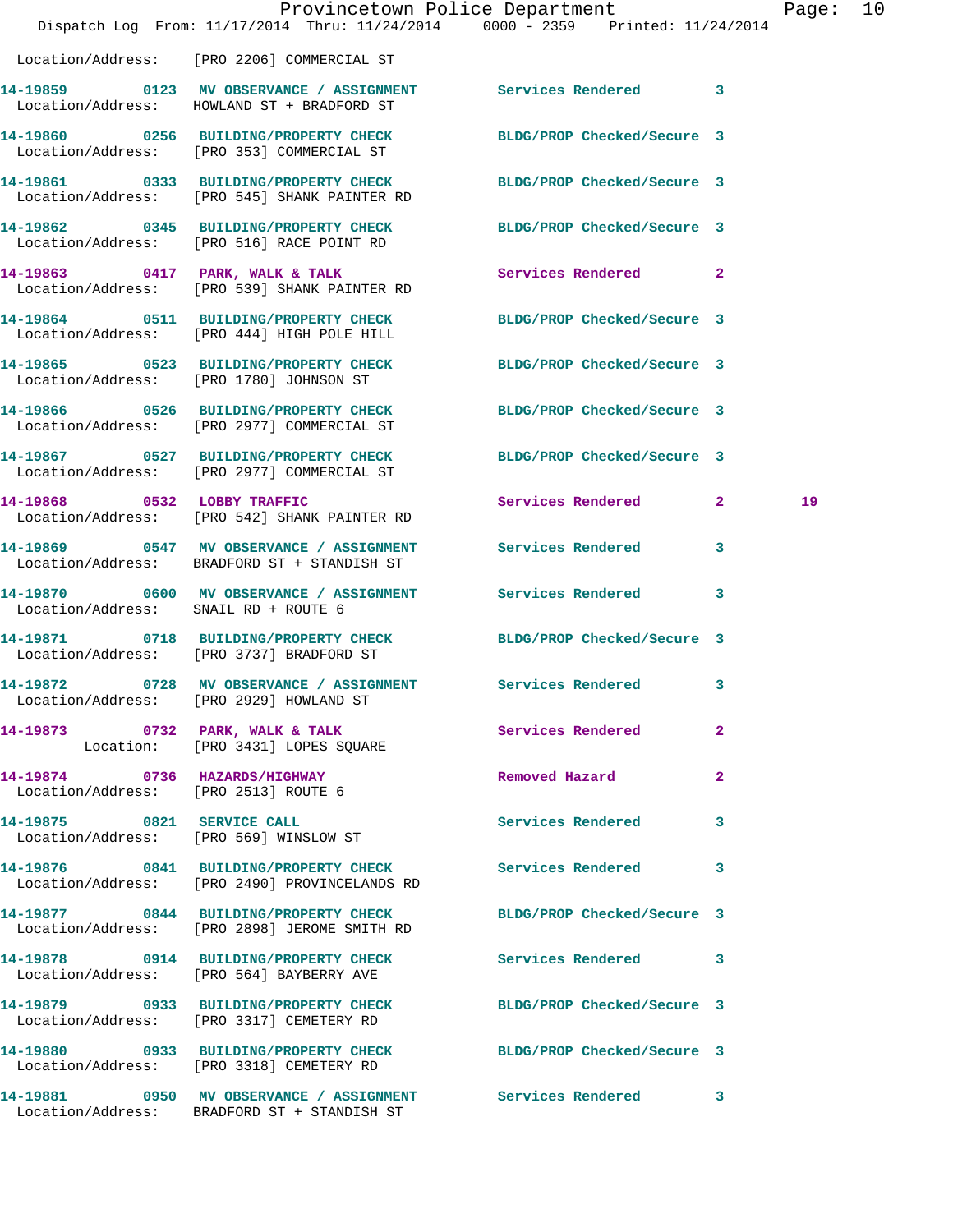Location/Address: [PRO 2206] COMMERCIAL ST

| Call # | Time | Call Reason | Action | Priority | |
|---|---|---|---|---|---|
| 14-19859 | 0123 | MV OBSERVANCE / ASSIGNMENT | Services Rendered | 3 | |
| | | Location/Address: HOWLAND ST + BRADFORD ST | | | |
| 14-19860 | 0256 | BUILDING/PROPERTY CHECK | BLDG/PROP Checked/Secure | 3 | |
| | | Location/Address: [PRO 353] COMMERCIAL ST | | | |
| 14-19861 | 0333 | BUILDING/PROPERTY CHECK | BLDG/PROP Checked/Secure | 3 | |
| | | Location/Address: [PRO 545] SHANK PAINTER RD | | | |
| 14-19862 | 0345 | BUILDING/PROPERTY CHECK | BLDG/PROP Checked/Secure | 3 | |
| | | Location/Address: [PRO 516] RACE POINT RD | | | |
| 14-19863 | 0417 | PARK, WALK & TALK | Services Rendered | 2 | |
| | | Location/Address: [PRO 539] SHANK PAINTER RD | | | |
| 14-19864 | 0511 | BUILDING/PROPERTY CHECK | BLDG/PROP Checked/Secure | 3 | |
| | | Location/Address: [PRO 444] HIGH POLE HILL | | | |
| 14-19865 | 0523 | BUILDING/PROPERTY CHECK | BLDG/PROP Checked/Secure | 3 | |
| | | Location/Address: [PRO 1780] JOHNSON ST | | | |
| 14-19866 | 0526 | BUILDING/PROPERTY CHECK | BLDG/PROP Checked/Secure | 3 | |
| | | Location/Address: [PRO 2977] COMMERCIAL ST | | | |
| 14-19867 | 0527 | BUILDING/PROPERTY CHECK | BLDG/PROP Checked/Secure | 3 | |
| | | Location/Address: [PRO 2977] COMMERCIAL ST | | | |
| 14-19868 | 0532 | LOBBY TRAFFIC | Services Rendered | 2 | 19 |
| | | Location/Address: [PRO 542] SHANK PAINTER RD | | | |
| 14-19869 | 0547 | MV OBSERVANCE / ASSIGNMENT | Services Rendered | 3 | |
| | | Location/Address: BRADFORD ST + STANDISH ST | | | |
| 14-19870 | 0600 | MV OBSERVANCE / ASSIGNMENT | Services Rendered | 3 | |
| | | Location/Address: SNAIL RD + ROUTE 6 | | | |
| 14-19871 | 0718 | BUILDING/PROPERTY CHECK | BLDG/PROP Checked/Secure | 3 | |
| | | Location/Address: [PRO 3737] BRADFORD ST | | | |
| 14-19872 | 0728 | MV OBSERVANCE / ASSIGNMENT | Services Rendered | 3 | |
| | | Location/Address: [PRO 2929] HOWLAND ST | | | |
| 14-19873 | 0732 | PARK, WALK & TALK | Services Rendered | 2 | |
| | | Location: [PRO 3431] LOPES SQUARE | | | |
| 14-19874 | 0736 | HAZARDS/HIGHWAY | Removed Hazard | 2 | |
| | | Location/Address: [PRO 2513] ROUTE 6 | | | |
| 14-19875 | 0821 | SERVICE CALL | Services Rendered | 3 | |
| | | Location/Address: [PRO 569] WINSLOW ST | | | |
| 14-19876 | 0841 | BUILDING/PROPERTY CHECK | Services Rendered | 3 | |
| | | Location/Address: [PRO 2490] PROVINCELANDS RD | | | |
| 14-19877 | 0844 | BUILDING/PROPERTY CHECK | BLDG/PROP Checked/Secure | 3 | |
| | | Location/Address: [PRO 2898] JEROME SMITH RD | | | |
| 14-19878 | 0914 | BUILDING/PROPERTY CHECK | Services Rendered | 3 | |
| | | Location/Address: [PRO 564] BAYBERRY AVE | | | |
| 14-19879 | 0933 | BUILDING/PROPERTY CHECK | BLDG/PROP Checked/Secure | 3 | |
| | | Location/Address: [PRO 3317] CEMETERY RD | | | |
| 14-19880 | 0933 | BUILDING/PROPERTY CHECK | BLDG/PROP Checked/Secure | 3 | |
| | | Location/Address: [PRO 3318] CEMETERY RD | | | |
| 14-19881 | 0950 | MV OBSERVANCE / ASSIGNMENT | Services Rendered | 3 | |
| | | Location/Address: BRADFORD ST + STANDISH ST | | | |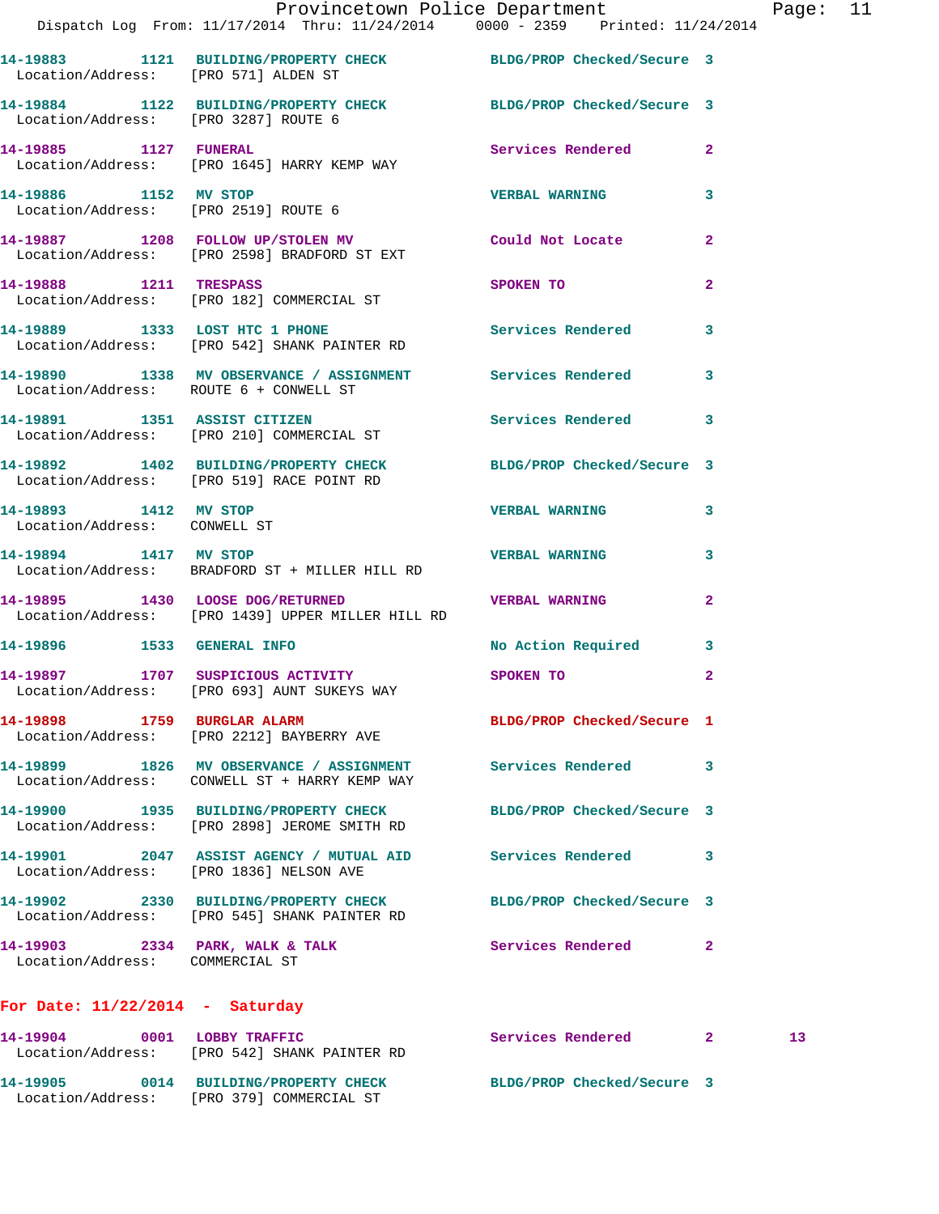14-19883 1121 BUILDING/PROPERTY CHECK BLDG/PROP Checked/Secure 3
Location/Address: [PRO 571] ALDEN ST

14-19884 1122 BUILDING/PROPERTY CHECK BLDG/PROP Checked/Secure 3
Location/Address: [PRO 3287] ROUTE 6

14-19885 1127 FUNERAL Services Rendered 2
Location/Address: [PRO 1645] HARRY KEMP WAY

14-19886 1152 MV STOP VERBAL WARNING 3
Location/Address: [PRO 2519] ROUTE 6

14-19887 1208 FOLLOW UP/STOLEN MV Could Not Locate 2
Location/Address: [PRO 2598] BRADFORD ST EXT

14-19888 1211 TRESPASS SPOKEN TO 2
Location/Address: [PRO 182] COMMERCIAL ST

14-19889 1333 LOST HTC 1 PHONE Services Rendered 3
Location/Address: [PRO 542] SHANK PAINTER RD

14-19890 1338 MV OBSERVANCE / ASSIGNMENT Services Rendered 3
Location/Address: ROUTE 6 + CONWELL ST

14-19891 1351 ASSIST CITIZEN Services Rendered 3
Location/Address: [PRO 210] COMMERCIAL ST

14-19892 1402 BUILDING/PROPERTY CHECK BLDG/PROP Checked/Secure 3
Location/Address: [PRO 519] RACE POINT RD

14-19893 1412 MV STOP VERBAL WARNING 3
Location/Address: CONWELL ST

14-19894 1417 MV STOP VERBAL WARNING 3
Location/Address: BRADFORD ST + MILLER HILL RD

14-19895 1430 LOOSE DOG/RETURNED VERBAL WARNING 2
Location/Address: [PRO 1439] UPPER MILLER HILL RD

14-19896 1533 GENERAL INFO No Action Required 3

14-19897 1707 SUSPICIOUS ACTIVITY SPOKEN TO 2
Location/Address: [PRO 693] AUNT SUKEYS WAY

14-19898 1759 BURGLAR ALARM BLDG/PROP Checked/Secure 1
Location/Address: [PRO 2212] BAYBERRY AVE

14-19899 1826 MV OBSERVANCE / ASSIGNMENT Services Rendered 3
Location/Address: CONWELL ST + HARRY KEMP WAY

14-19900 1935 BUILDING/PROPERTY CHECK BLDG/PROP Checked/Secure 3
Location/Address: [PRO 2898] JEROME SMITH RD

14-19901 2047 ASSIST AGENCY / MUTUAL AID Services Rendered 3
Location/Address: [PRO 1836] NELSON AVE

14-19902 2330 BUILDING/PROPERTY CHECK BLDG/PROP Checked/Secure 3
Location/Address: [PRO 545] SHANK PAINTER RD

14-19903 2334 PARK, WALK & TALK Services Rendered 2
Location/Address: COMMERCIAL ST

**For Date: 11/22/2014 - Saturday**

14-19904 0001 LOBBY TRAFFIC Services Rendered 2 13
Location/Address: [PRO 542] SHANK PAINTER RD

14-19905 0014 BUILDING/PROPERTY CHECK BLDG/PROP Checked/Secure 3
Location/Address: [PRO 379] COMMERCIAL ST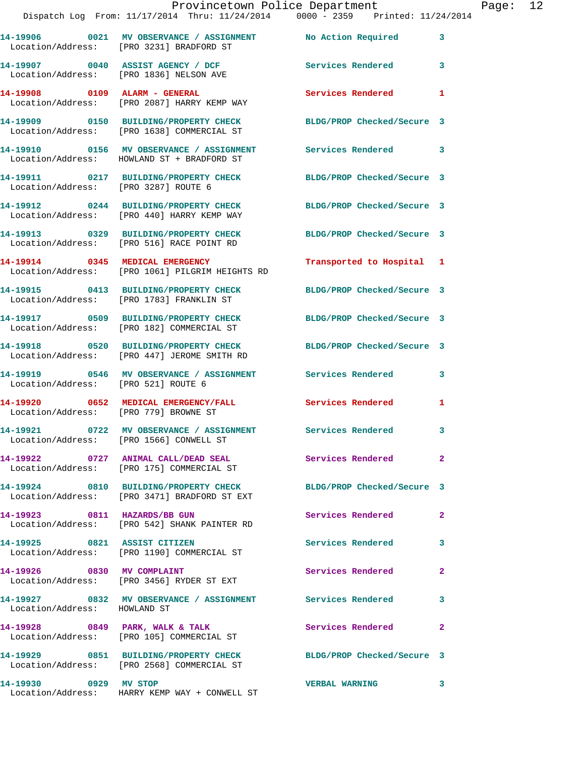| Call # | Time | Call Reason | Action | Priority |
|---|---|---|---|---|
| 14-19906 | 0021 | MV OBSERVANCE / ASSIGNMENT | No Action Required | 3 |
| Location/Address: | [PRO 3231] BRADFORD ST | | | |
| 14-19907 | 0040 | ASSIST AGENCY / DCF | Services Rendered | 3 |
| Location/Address: | [PRO 1836] NELSON AVE | | | |
| 14-19908 | 0109 | ALARM - GENERAL | Services Rendered | 1 |
| Location/Address: | [PRO 2087] HARRY KEMP WAY | | | |
| 14-19909 | 0150 | BUILDING/PROPERTY CHECK | BLDG/PROP Checked/Secure | 3 |
| Location/Address: | [PRO 1638] COMMERCIAL ST | | | |
| 14-19910 | 0156 | MV OBSERVANCE / ASSIGNMENT | Services Rendered | 3 |
| Location/Address: | HOWLAND ST + BRADFORD ST | | | |
| 14-19911 | 0217 | BUILDING/PROPERTY CHECK | BLDG/PROP Checked/Secure | 3 |
| Location/Address: | [PRO 3287] ROUTE 6 | | | |
| 14-19912 | 0244 | BUILDING/PROPERTY CHECK | BLDG/PROP Checked/Secure | 3 |
| Location/Address: | [PRO 440] HARRY KEMP WAY | | | |
| 14-19913 | 0329 | BUILDING/PROPERTY CHECK | BLDG/PROP Checked/Secure | 3 |
| Location/Address: | [PRO 516] RACE POINT RD | | | |
| 14-19914 | 0345 | MEDICAL EMERGENCY | Transported to Hospital | 1 |
| Location/Address: | [PRO 1061] PILGRIM HEIGHTS RD | | | |
| 14-19915 | 0413 | BUILDING/PROPERTY CHECK | BLDG/PROP Checked/Secure | 3 |
| Location/Address: | [PRO 1783] FRANKLIN ST | | | |
| 14-19917 | 0509 | BUILDING/PROPERTY CHECK | BLDG/PROP Checked/Secure | 3 |
| Location/Address: | [PRO 182] COMMERCIAL ST | | | |
| 14-19918 | 0520 | BUILDING/PROPERTY CHECK | BLDG/PROP Checked/Secure | 3 |
| Location/Address: | [PRO 447] JEROME SMITH RD | | | |
| 14-19919 | 0546 | MV OBSERVANCE / ASSIGNMENT | Services Rendered | 3 |
| Location/Address: | [PRO 521] ROUTE 6 | | | |
| 14-19920 | 0652 | MEDICAL EMERGENCY/FALL | Services Rendered | 1 |
| Location/Address: | [PRO 779] BROWNE ST | | | |
| 14-19921 | 0722 | MV OBSERVANCE / ASSIGNMENT | Services Rendered | 3 |
| Location/Address: | [PRO 1566] CONWELL ST | | | |
| 14-19922 | 0727 | ANIMAL CALL/DEAD SEAL | Services Rendered | 2 |
| Location/Address: | [PRO 175] COMMERCIAL ST | | | |
| 14-19924 | 0810 | BUILDING/PROPERTY CHECK | BLDG/PROP Checked/Secure | 3 |
| Location/Address: | [PRO 3471] BRADFORD ST EXT | | | |
| 14-19923 | 0811 | HAZARDS/BB GUN | Services Rendered | 2 |
| Location/Address: | [PRO 542] SHANK PAINTER RD | | | |
| 14-19925 | 0821 | ASSIST CITIZEN | Services Rendered | 3 |
| Location/Address: | [PRO 1190] COMMERCIAL ST | | | |
| 14-19926 | 0830 | MV COMPLAINT | Services Rendered | 2 |
| Location/Address: | [PRO 3456] RYDER ST EXT | | | |
| 14-19927 | 0832 | MV OBSERVANCE / ASSIGNMENT | Services Rendered | 3 |
| Location/Address: | HOWLAND ST | | | |
| 14-19928 | 0849 | PARK, WALK & TALK | Services Rendered | 2 |
| Location/Address: | [PRO 105] COMMERCIAL ST | | | |
| 14-19929 | 0851 | BUILDING/PROPERTY CHECK | BLDG/PROP Checked/Secure | 3 |
| Location/Address: | [PRO 2568] COMMERCIAL ST | | | |
| 14-19930 | 0929 | MV STOP | VERBAL WARNING | 3 |
| Location/Address: | HARRY KEMP WAY + CONWELL ST | | | |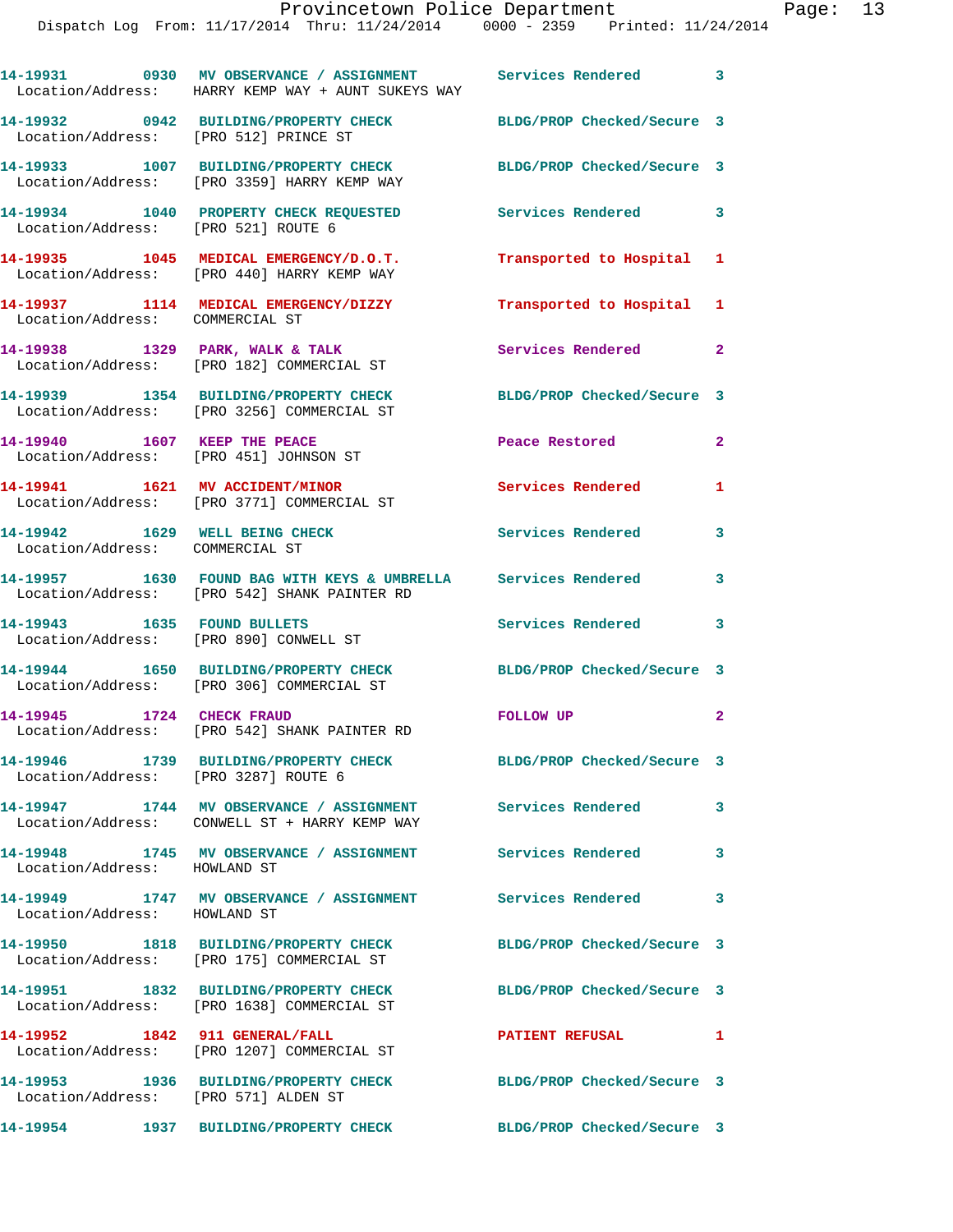14-19931 0930 MV OBSERVANCE / ASSIGNMENT Services Rendered 3
Location/Address: HARRY KEMP WAY + AUNT SUKEYS WAY

14-19932 0942 BUILDING/PROPERTY CHECK BLDG/PROP Checked/Secure 3
Location/Address: [PRO 512] PRINCE ST

14-19933 1007 BUILDING/PROPERTY CHECK BLDG/PROP Checked/Secure 3
Location/Address: [PRO 3359] HARRY KEMP WAY

14-19934 1040 PROPERTY CHECK REQUESTED Services Rendered 3
Location/Address: [PRO 521] ROUTE 6

14-19935 1045 MEDICAL EMERGENCY/D.O.T. Transported to Hospital 1
Location/Address: [PRO 440] HARRY KEMP WAY

14-19937 1114 MEDICAL EMERGENCY/DIZZY Transported to Hospital 1
Location/Address: COMMERCIAL ST

14-19938 1329 PARK, WALK & TALK Services Rendered 2
Location/Address: [PRO 182] COMMERCIAL ST

14-19939 1354 BUILDING/PROPERTY CHECK BLDG/PROP Checked/Secure 3
Location/Address: [PRO 3256] COMMERCIAL ST

14-19940 1607 KEEP THE PEACE Peace Restored 2
Location/Address: [PRO 451] JOHNSON ST

14-19941 1621 MV ACCIDENT/MINOR Services Rendered 1
Location/Address: [PRO 3771] COMMERCIAL ST

14-19942 1629 WELL BEING CHECK Services Rendered 3
Location/Address: COMMERCIAL ST

14-19957 1630 FOUND BAG WITH KEYS & UMBRELLA Services Rendered 3
Location/Address: [PRO 542] SHANK PAINTER RD

14-19943 1635 FOUND BULLETS Services Rendered 3
Location/Address: [PRO 890] CONWELL ST

14-19944 1650 BUILDING/PROPERTY CHECK BLDG/PROP Checked/Secure 3
Location/Address: [PRO 306] COMMERCIAL ST

14-19945 1724 CHECK FRAUD FOLLOW UP 2
Location/Address: [PRO 542] SHANK PAINTER RD

14-19946 1739 BUILDING/PROPERTY CHECK BLDG/PROP Checked/Secure 3
Location/Address: [PRO 3287] ROUTE 6

14-19947 1744 MV OBSERVANCE / ASSIGNMENT Services Rendered 3
Location/Address: CONWELL ST + HARRY KEMP WAY

14-19948 1745 MV OBSERVANCE / ASSIGNMENT Services Rendered 3
Location/Address: HOWLAND ST

14-19949 1747 MV OBSERVANCE / ASSIGNMENT Services Rendered 3
Location/Address: HOWLAND ST

14-19950 1818 BUILDING/PROPERTY CHECK BLDG/PROP Checked/Secure 3
Location/Address: [PRO 175] COMMERCIAL ST

14-19951 1832 BUILDING/PROPERTY CHECK BLDG/PROP Checked/Secure 3
Location/Address: [PRO 1638] COMMERCIAL ST

14-19952 1842 911 GENERAL/FALL PATIENT REFUSAL 1
Location/Address: [PRO 1207] COMMERCIAL ST

14-19953 1936 BUILDING/PROPERTY CHECK BLDG/PROP Checked/Secure 3
Location/Address: [PRO 571] ALDEN ST

14-19954 1937 BUILDING/PROPERTY CHECK BLDG/PROP Checked/Secure 3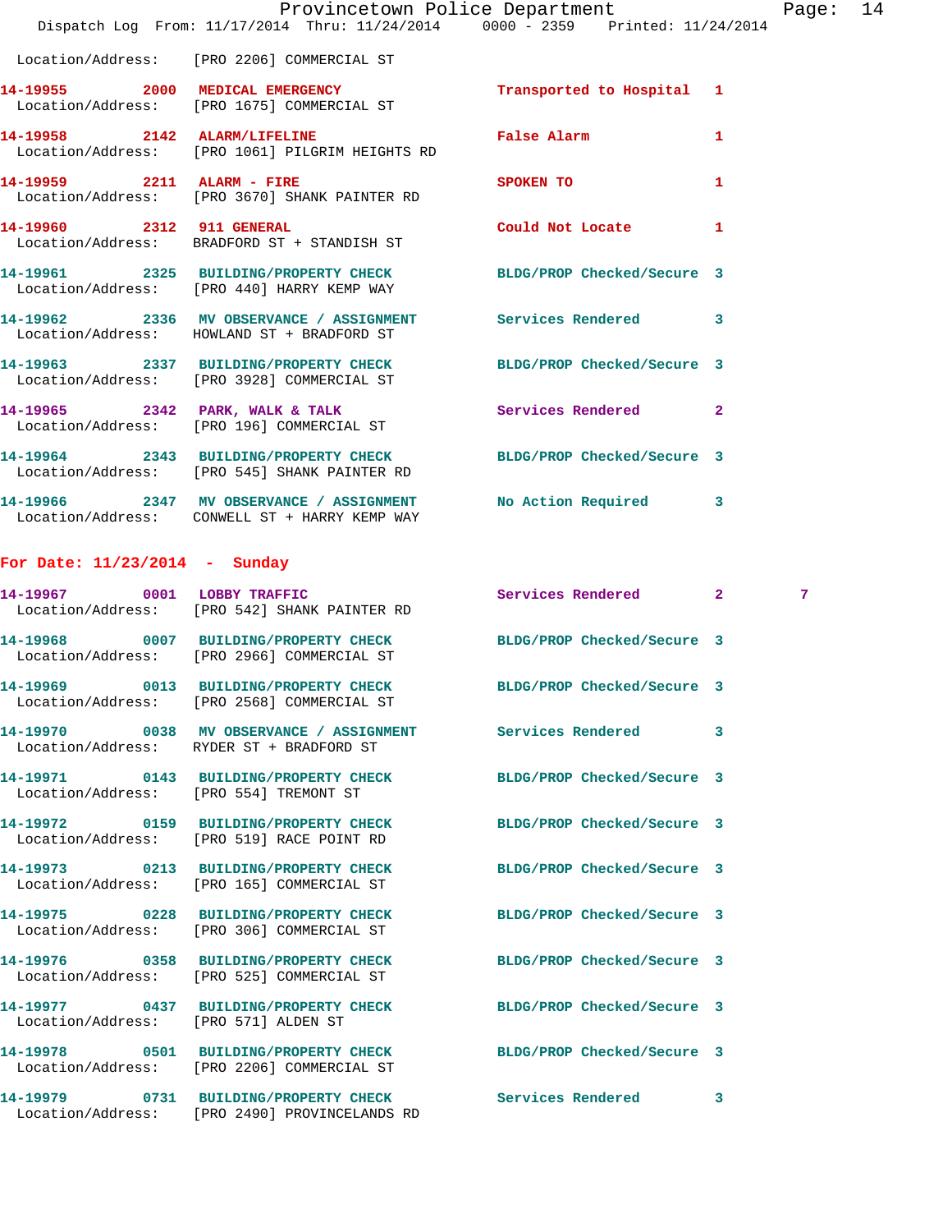Location/Address: [PRO 2206] COMMERCIAL ST

| Call # | Time | Call Reason | Action | Priority | |
|---|---|---|---|---|---|
| 14-19955 | 2000 | MEDICAL EMERGENCY | Transported to Hospital | 1 | |
| | | Location/Address: [PRO 1675] COMMERCIAL ST | | | |
| 14-19958 | 2142 | ALARM/LIFELINE | False Alarm | 1 | |
| | | Location/Address: [PRO 1061] PILGRIM HEIGHTS RD | | | |
| 14-19959 | 2211 | ALARM - FIRE | SPOKEN TO | 1 | |
| | | Location/Address: [PRO 3670] SHANK PAINTER RD | | | |
| 14-19960 | 2312 | 911 GENERAL | Could Not Locate | 1 | |
| | | Location/Address: BRADFORD ST + STANDISH ST | | | |
| 14-19961 | 2325 | BUILDING/PROPERTY CHECK | BLDG/PROP Checked/Secure | 3 | |
| | | Location/Address: [PRO 440] HARRY KEMP WAY | | | |
| 14-19962 | 2336 | MV OBSERVANCE / ASSIGNMENT | Services Rendered | 3 | |
| | | Location/Address: HOWLAND ST + BRADFORD ST | | | |
| 14-19963 | 2337 | BUILDING/PROPERTY CHECK | BLDG/PROP Checked/Secure | 3 | |
| | | Location/Address: [PRO 3928] COMMERCIAL ST | | | |
| 14-19965 | 2342 | PARK, WALK & TALK | Services Rendered | 2 | |
| | | Location/Address: [PRO 196] COMMERCIAL ST | | | |
| 14-19964 | 2343 | BUILDING/PROPERTY CHECK | BLDG/PROP Checked/Secure | 3 | |
| | | Location/Address: [PRO 545] SHANK PAINTER RD | | | |
| 14-19966 | 2347 | MV OBSERVANCE / ASSIGNMENT | No Action Required | 3 | |
| | | Location/Address: CONWELL ST + HARRY KEMP WAY | | | |

## For Date: 11/23/2014 - Sunday

| Call # | Time | Call Reason | Action | Priority | |
|---|---|---|---|---|---|
| 14-19967 | 0001 | LOBBY TRAFFIC | Services Rendered | 2 | 7 |
| | | Location/Address: [PRO 542] SHANK PAINTER RD | | | |
| 14-19968 | 0007 | BUILDING/PROPERTY CHECK | BLDG/PROP Checked/Secure | 3 | |
| | | Location/Address: [PRO 2966] COMMERCIAL ST | | | |
| 14-19969 | 0013 | BUILDING/PROPERTY CHECK | BLDG/PROP Checked/Secure | 3 | |
| | | Location/Address: [PRO 2568] COMMERCIAL ST | | | |
| 14-19970 | 0038 | MV OBSERVANCE / ASSIGNMENT | Services Rendered | 3 | |
| | | Location/Address: RYDER ST + BRADFORD ST | | | |
| 14-19971 | 0143 | BUILDING/PROPERTY CHECK | BLDG/PROP Checked/Secure | 3 | |
| | | Location/Address: [PRO 554] TREMONT ST | | | |
| 14-19972 | 0159 | BUILDING/PROPERTY CHECK | BLDG/PROP Checked/Secure | 3 | |
| | | Location/Address: [PRO 519] RACE POINT RD | | | |
| 14-19973 | 0213 | BUILDING/PROPERTY CHECK | BLDG/PROP Checked/Secure | 3 | |
| | | Location/Address: [PRO 165] COMMERCIAL ST | | | |
| 14-19975 | 0228 | BUILDING/PROPERTY CHECK | BLDG/PROP Checked/Secure | 3 | |
| | | Location/Address: [PRO 306] COMMERCIAL ST | | | |
| 14-19976 | 0358 | BUILDING/PROPERTY CHECK | BLDG/PROP Checked/Secure | 3 | |
| | | Location/Address: [PRO 525] COMMERCIAL ST | | | |
| 14-19977 | 0437 | BUILDING/PROPERTY CHECK | BLDG/PROP Checked/Secure | 3 | |
| | | Location/Address: [PRO 571] ALDEN ST | | | |
| 14-19978 | 0501 | BUILDING/PROPERTY CHECK | BLDG/PROP Checked/Secure | 3 | |
| | | Location/Address: [PRO 2206] COMMERCIAL ST | | | |
| 14-19979 | 0731 | BUILDING/PROPERTY CHECK | Services Rendered | 3 | |
| | | Location/Address: [PRO 2490] PROVINCELANDS RD | | | |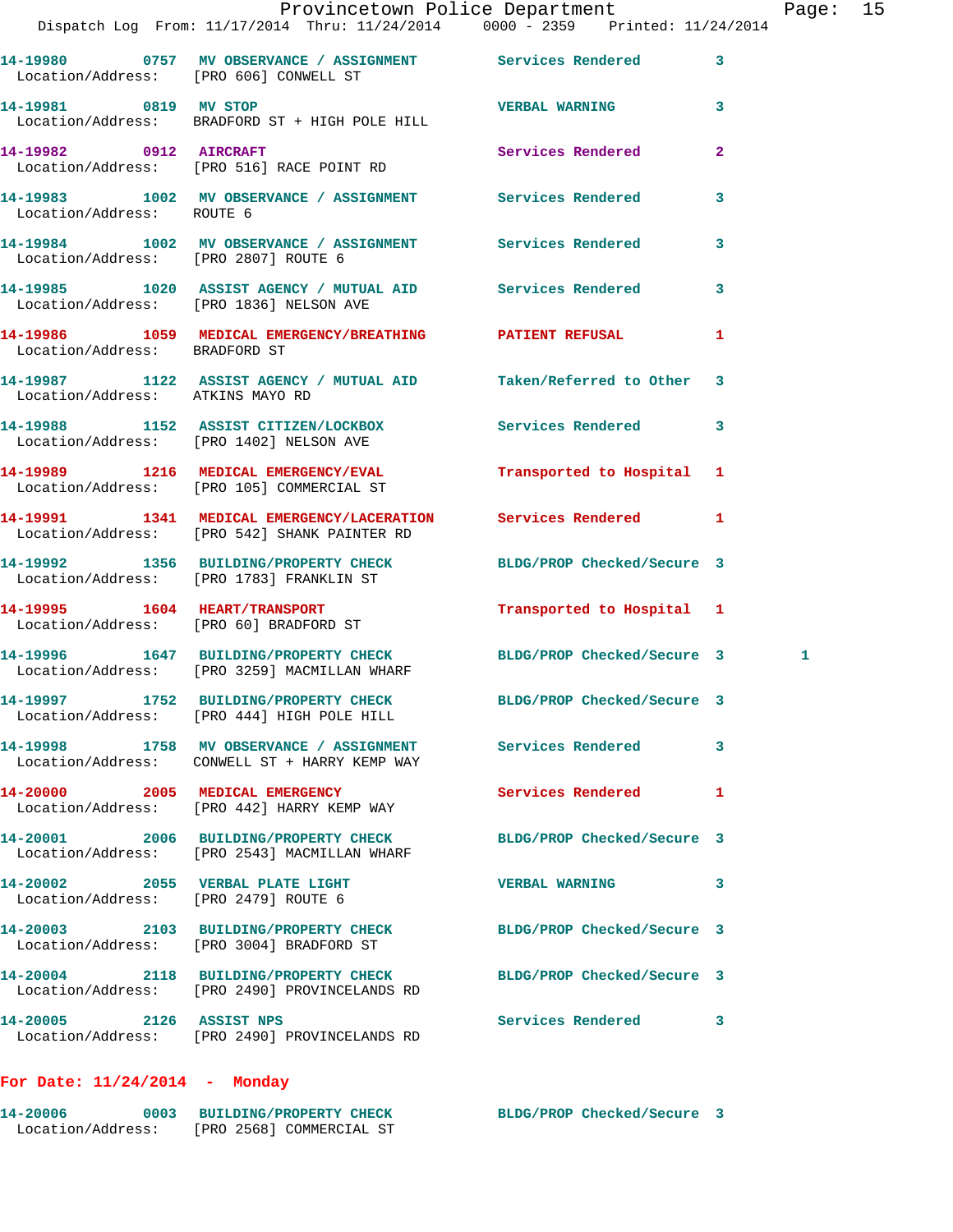14-19980 0757 MV OBSERVANCE / ASSIGNMENT Services Rendered 3
Location/Address: [PRO 606] CONWELL ST

14-19981 0819 MV STOP VERBAL WARNING 3
Location/Address: BRADFORD ST + HIGH POLE HILL

14-19982 0912 AIRCRAFT Services Rendered 2
Location/Address: [PRO 516] RACE POINT RD

14-19983 1002 MV OBSERVANCE / ASSIGNMENT Services Rendered 3
Location/Address: ROUTE 6

14-19984 1002 MV OBSERVANCE / ASSIGNMENT Services Rendered 3
Location/Address: [PRO 2807] ROUTE 6

14-19985 1020 ASSIST AGENCY / MUTUAL AID Services Rendered 3
Location/Address: [PRO 1836] NELSON AVE

14-19986 1059 MEDICAL EMERGENCY/BREATHING PATIENT REFUSAL 1
Location/Address: BRADFORD ST

14-19987 1122 ASSIST AGENCY / MUTUAL AID Taken/Referred to Other 3
Location/Address: ATKINS MAYO RD

14-19988 1152 ASSIST CITIZEN/LOCKBOX Services Rendered 3
Location/Address: [PRO 1402] NELSON AVE

14-19989 1216 MEDICAL EMERGENCY/EVAL Transported to Hospital 1
Location/Address: [PRO 105] COMMERCIAL ST

14-19991 1341 MEDICAL EMERGENCY/LACERATION Services Rendered 1
Location/Address: [PRO 542] SHANK PAINTER RD

14-19992 1356 BUILDING/PROPERTY CHECK BLDG/PROP Checked/Secure 3
Location/Address: [PRO 1783] FRANKLIN ST

14-19995 1604 HEART/TRANSPORT Transported to Hospital 1
Location/Address: [PRO 60] BRADFORD ST

14-19996 1647 BUILDING/PROPERTY CHECK BLDG/PROP Checked/Secure 3 1
Location/Address: [PRO 3259] MACMILLAN WHARF

14-19997 1752 BUILDING/PROPERTY CHECK BLDG/PROP Checked/Secure 3
Location/Address: [PRO 444] HIGH POLE HILL

14-19998 1758 MV OBSERVANCE / ASSIGNMENT Services Rendered 3
Location/Address: CONWELL ST + HARRY KEMP WAY

14-20000 2005 MEDICAL EMERGENCY Services Rendered 1
Location/Address: [PRO 442] HARRY KEMP WAY

14-20001 2006 BUILDING/PROPERTY CHECK BLDG/PROP Checked/Secure 3
Location/Address: [PRO 2543] MACMILLAN WHARF

14-20002 2055 VERBAL PLATE LIGHT VERBAL WARNING 3
Location/Address: [PRO 2479] ROUTE 6

14-20003 2103 BUILDING/PROPERTY CHECK BLDG/PROP Checked/Secure 3
Location/Address: [PRO 3004] BRADFORD ST

14-20004 2118 BUILDING/PROPERTY CHECK BLDG/PROP Checked/Secure 3
Location/Address: [PRO 2490] PROVINCELANDS RD

14-20005 2126 ASSIST NPS Services Rendered 3
Location/Address: [PRO 2490] PROVINCELANDS RD

**For Date: 11/24/2014 - Monday**

14-20006 0003 BUILDING/PROPERTY CHECK BLDG/PROP Checked/Secure 3
Location/Address: [PRO 2568] COMMERCIAL ST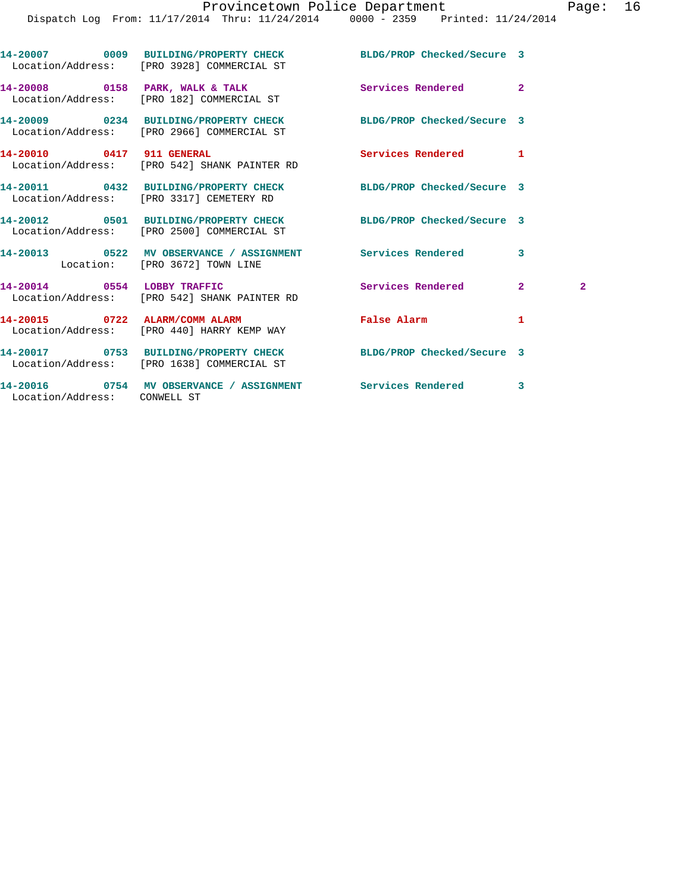14-20007 0009 BUILDING/PROPERTY CHECK BLDG/PROP Checked/Secure 3
Location/Address: [PRO 3928] COMMERCIAL ST

14-20008 0158 PARK, WALK & TALK Services Rendered 2
Location/Address: [PRO 182] COMMERCIAL ST

14-20009 0234 BUILDING/PROPERTY CHECK BLDG/PROP Checked/Secure 3
Location/Address: [PRO 2966] COMMERCIAL ST

14-20010 0417 911 GENERAL Services Rendered 1
Location/Address: [PRO 542] SHANK PAINTER RD

14-20011 0432 BUILDING/PROPERTY CHECK BLDG/PROP Checked/Secure 3
Location/Address: [PRO 3317] CEMETERY RD

14-20012 0501 BUILDING/PROPERTY CHECK BLDG/PROP Checked/Secure 3
Location/Address: [PRO 2500] COMMERCIAL ST

14-20013 0522 MV OBSERVANCE / ASSIGNMENT Services Rendered 3
Location: [PRO 3672] TOWN LINE

14-20014 0554 LOBBY TRAFFIC Services Rendered 2 2
Location/Address: [PRO 542] SHANK PAINTER RD

14-20015 0722 ALARM/COMM ALARM False Alarm 1
Location/Address: [PRO 440] HARRY KEMP WAY

14-20017 0753 BUILDING/PROPERTY CHECK BLDG/PROP Checked/Secure 3
Location/Address: [PRO 1638] COMMERCIAL ST

14-20016 0754 MV OBSERVANCE / ASSIGNMENT Services Rendered 3
Location/Address: CONWELL ST